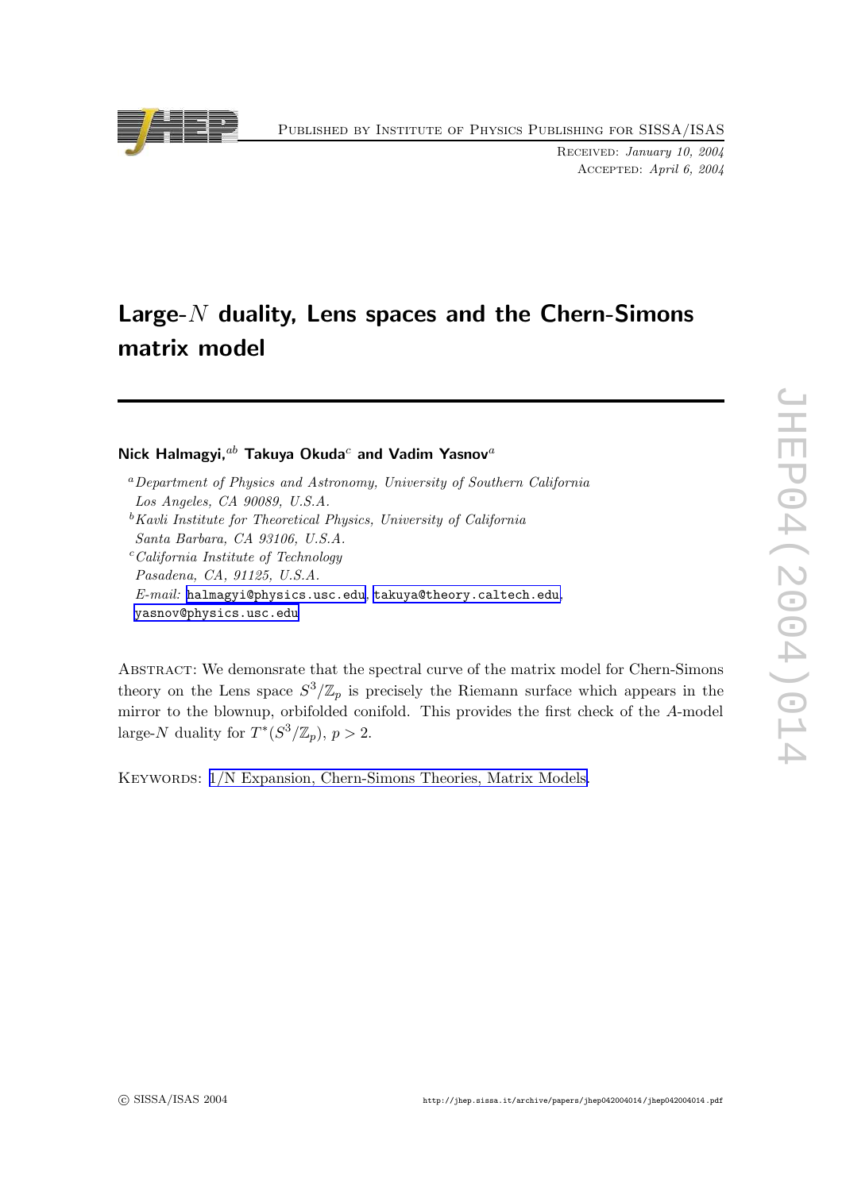# Large-$N$ duality, Lens spaces and the Chern-Simons matrix model

**Nick Halmagyi,**[ab] **Takuya Okuda**[c] **and Vadim Yasnov**[a]

[a] *Department of Physics and Astronomy, University of Southern California Los Angeles, CA 90089, U.S.A.*

[b] *Kavli Institute for Theoretical Physics, University of California Santa Barbara, CA 93106, U.S.A.*

[c] *California Institute of Technology Pasadena, CA, 91125, U.S.A.*

*E-mail:* halmagyi@physics.usc.edu, takuya@theory.caltech.edu, yasnov@physics.usc.edu

Abstract: We demonsrate that the spectral curve of the matrix model for Chern-Simons theory on the Lens space $S^3/\mathbb{Z}_p$ is precisely the Riemann surface which appears in the mirror to the blownup, orbifolded conifold. This provides the first check of the $A$-model large-$N$ duality for $T^*(S^3/\mathbb{Z}_p)$, $p > 2$.

Keywords: 1/N Expansion, Chern-Simons Theories, Matrix Models.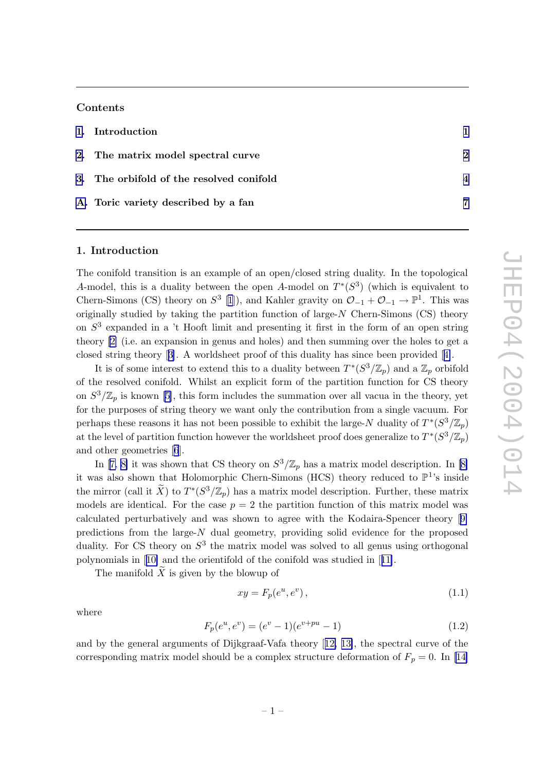## Contents

1. Introduction 1
2. The matrix model spectral curve 2
3. The orbifold of the resolved conifold 4
4. A. Toric variety described by a fan 7

## 1. Introduction

The conifold transition is an example of an open/closed string duality. In the topological $A$-model, this is a duality between the open $A$-model on $T^*(S^3)$ (which is equivalent to Chern-Simons (CS) theory on $S^3$ [1]), and Kahler gravity on $\mathcal{O}_{-1} + \mathcal{O}_{-1} \rightarrow \mathbb{P}^1$. This was originally studied by taking the partition function of large-$N$ Chern-Simons (CS) theory on $S^3$ expanded in a 't Hooft limit and presenting it first in the form of an open string theory [2] (i.e. an expansion in genus and holes) and then summing over the holes to get a closed string theory [3]. A worldsheet proof of this duality has since been provided [4].

It is of some interest to extend this to a duality between $T^*(S^3/\mathbb{Z}_p)$ and a $\mathbb{Z}_p$ orbifold of the resolved conifold. Whilst an explicit form of the partition function for CS theory on $S^3/\mathbb{Z}_p$ is known [5], this form includes the summation over all vacua in the theory, yet for the purposes of string theory we want only the contribution from a single vacuum. For perhaps these reasons it has not been possible to exhibit the large-$N$ duality of $T^*(S^3/\mathbb{Z}_p)$ at the level of partition function however the worldsheet proof does generalize to $T^*(S^3/\mathbb{Z}_p)$ and other geometries [6].

In [7, 8] it was shown that CS theory on $S^3/\mathbb{Z}_p$ has a matrix model description. In [8] it was also shown that Holomorphic Chern-Simons (HCS) theory reduced to $\mathbb{P}^1$'s inside the mirror (call it $\widetilde{X}$) to $T^*(S^3/\mathbb{Z}_p)$ has a matrix model description. Further, these matrix models are identical. For the case $p = 2$ the partition function of this matrix model was calculated perturbatively and was shown to agree with the Kodaira-Spencer theory [9] predictions from the large-$N$ dual geometry, providing solid evidence for the proposed duality. For CS theory on $S^3$ the matrix model was solved to all genus using orthogonal polynomials in [10] and the orientifold of the conifold was studied in [11].

The manifold $\widetilde{X}$ is given by the blowup of

$$xy = F_p(e^u, e^v)\,, \tag{1.1}$$

where

$$F_p(e^u, e^v) = (e^v - 1)(e^{v+pu} - 1) \tag{1.2}$$

and by the general arguments of Dijkgraaf-Vafa theory [12, 13], the spectral curve of the corresponding matrix model should be a complex structure deformation of $F_p = 0$. In [14]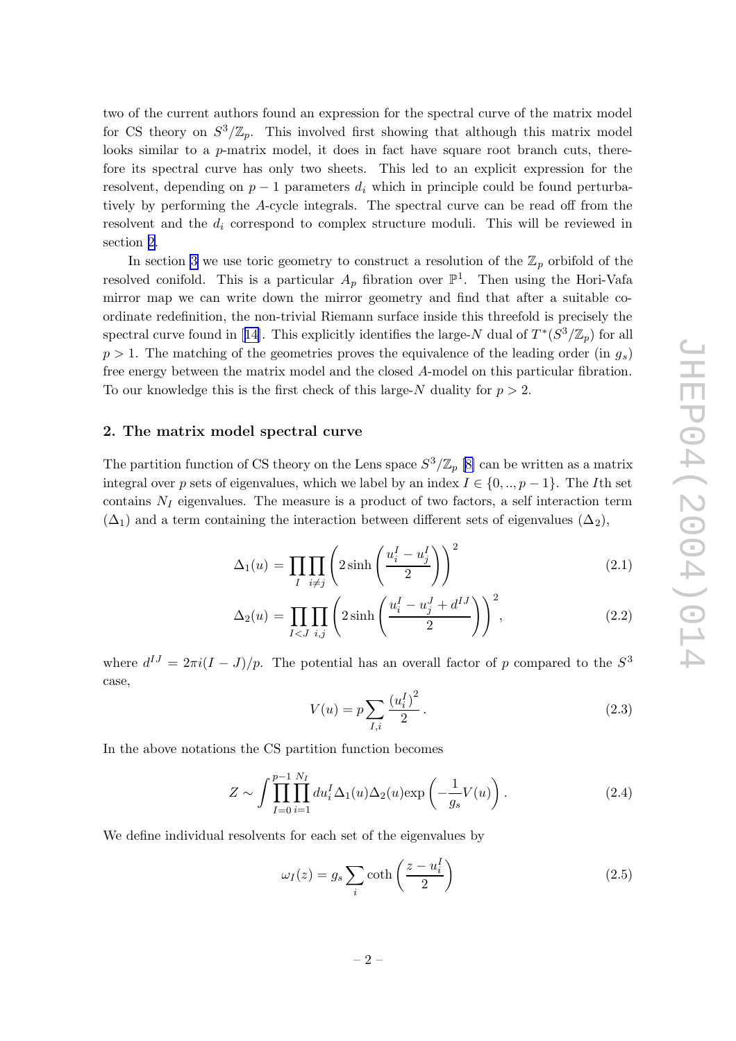two of the current authors found an expression for the spectral curve of the matrix model for CS theory on $S^3/\mathbb{Z}_p$. This involved first showing that although this matrix model looks similar to a $p$-matrix model, it does in fact have square root branch cuts, therefore its spectral curve has only two sheets. This led to an explicit expression for the resolvent, depending on $p-1$ parameters $d_i$ which in principle could be found perturbatively by performing the $A$-cycle integrals. The spectral curve can be read off from the resolvent and the $d_i$ correspond to complex structure moduli. This will be reviewed in section 2.

In section 3 we use toric geometry to construct a resolution of the $\mathbb{Z}_p$ orbifold of the resolved conifold. This is a particular $A_p$ fibration over $\mathbb{P}^1$. Then using the Hori-Vafa mirror map we can write down the mirror geometry and find that after a suitable coordinate redefinition, the non-trivial Riemann surface inside this threefold is precisely the spectral curve found in [14]. This explicitly identifies the large-$N$ dual of $T^*(S^3/\mathbb{Z}_p)$ for all $p > 1$. The matching of the geometries proves the equivalence of the leading order (in $g_s$) free energy between the matrix model and the closed $A$-model on this particular fibration. To our knowledge this is the first check of this large-$N$ duality for $p > 2$.

## 2. The matrix model spectral curve

The partition function of CS theory on the Lens space $S^3/\mathbb{Z}_p$ [8] can be written as a matrix integral over $p$ sets of eigenvalues, which we label by an index $I \in \{0, .., p-1\}$. The $I$th set contains $N_I$ eigenvalues. The measure is a product of two factors, a self interaction term ($\Delta_1$) and a term containing the interaction between different sets of eigenvalues ($\Delta_2$),

$$\Delta_1(u) = \prod_I \prod_{i \neq j} \left( 2 \sinh \left( \frac{u_i^I - u_j^I}{2} \right) \right)^2 \tag{2.1}$$

$$\Delta_2(u) = \prod_{I<J} \prod_{i,j} \left( 2 \sinh \left( \frac{u_i^I - u_j^J + d^{IJ}}{2} \right) \right)^2, \tag{2.2}$$

where $d^{IJ} = 2\pi i(I-J)/p$. The potential has an overall factor of $p$ compared to the $S^3$ case,

$$V(u) = p \sum_{I,i} \frac{\left(u_i^I\right)^2}{2}. \tag{2.3}$$

In the above notations the CS partition function becomes

$$Z \sim \int \prod_{I=0}^{p-1} \prod_{i=1}^{N_I} du_i^I \Delta_1(u) \Delta_2(u) \exp\left( -\frac{1}{g_s} V(u) \right). \tag{2.4}$$

We define individual resolvents for each set of the eigenvalues by

$$\omega_I(z) = g_s \sum_i \coth\left( \frac{z - u_i^I}{2} \right) \tag{2.5}$$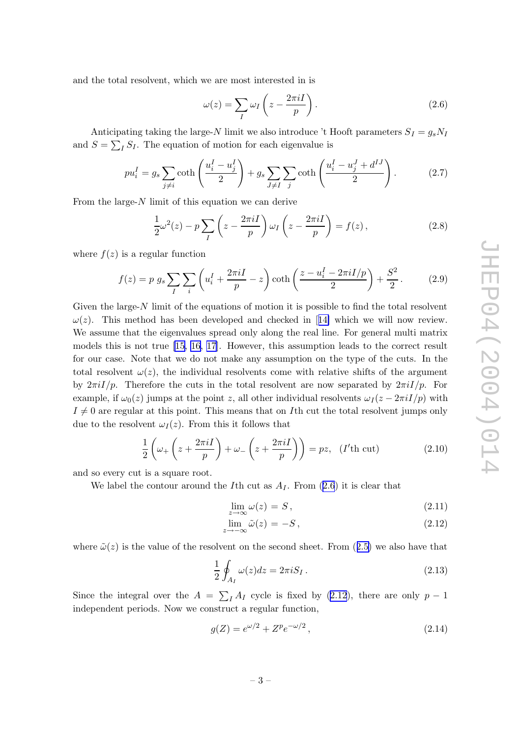and the total resolvent, which we are most interested in is

$$\omega(z) = \sum_I \omega_I \left( z - \frac{2\pi i I}{p} \right). \tag{2.6}$$

Anticipating taking the large-$N$ limit we also introduce 't Hooft parameters $S_I = g_s N_I$ and $S = \sum_I S_I$. The equation of motion for each eigenvalue is

$$p u_i^I = g_s \sum_{j \neq i} \coth\left( \frac{u_i^I - u_j^I}{2} \right) + g_s \sum_{J \neq I} \sum_j \coth\left( \frac{u_i^I - u_j^J + d^{IJ}}{2} \right). \tag{2.7}$$

From the large-$N$ limit of this equation we can derive

$$\frac{1}{2}\omega^2(z) - p \sum_I \left( z - \frac{2\pi i I}{p} \right) \omega_I \left( z - \frac{2\pi i I}{p} \right) = f(z), \tag{2.8}$$

where $f(z)$ is a regular function

$$f(z) = p\ g_s \sum_I \sum_i \left( u_i^I + \frac{2\pi i I}{p} - z \right) \coth\left( \frac{z - u_i^I - 2\pi i I/p}{2} \right) + \frac{S^2}{2}. \tag{2.9}$$

Given the large-$N$ limit of the equations of motion it is possible to find the total resolvent $\omega(z)$. This method has been developed and checked in [14] which we will now review. We assume that the eigenvalues spread only along the real line. For general multi matrix models this is not true [15, 16, 17]. However, this assumption leads to the correct result for our case. Note that we do not make any assumption on the type of the cuts. In the total resolvent $\omega(z)$, the individual resolvents come with relative shifts of the argument by $2\pi i I/p$. Therefore the cuts in the total resolvent are now separated by $2\pi i I/p$. For example, if $\omega_0(z)$ jumps at the point $z$, all other individual resolvents $\omega_I(z - 2\pi i I/p)$ with $I \neq 0$ are regular at this point. This means that on $I$th cut the total resolvent jumps only due to the resolvent $\omega_I(z)$. From this it follows that

$$\frac{1}{2}\left( \omega_+ \left( z + \frac{2\pi i I}{p} \right) + \omega_- \left( z + \frac{2\pi i I}{p} \right) \right) = pz, \quad (I'\text{th cut}) \tag{2.10}$$

and so every cut is a square root.

We label the contour around the $I$th cut as $A_I$. From (2.6) it is clear that

$$\lim_{z \to \infty} \omega(z) = S, \tag{2.11}$$

$$\lim_{z \to -\infty} \tilde{\omega}(z) = -S, \tag{2.12}$$

where $\tilde{\omega}(z)$ is the value of the resolvent on the second sheet. From (2.5) we also have that

$$\frac{1}{2} \oint_{A_I} \omega(z) dz = 2\pi i S_I. \tag{2.13}$$

Since the integral over the $A = \sum_I A_I$ cycle is fixed by (2.12), there are only $p-1$ independent periods. Now we construct a regular function,

$$g(Z) = e^{\omega/2} + Z^p e^{-\omega/2}, \tag{2.14}$$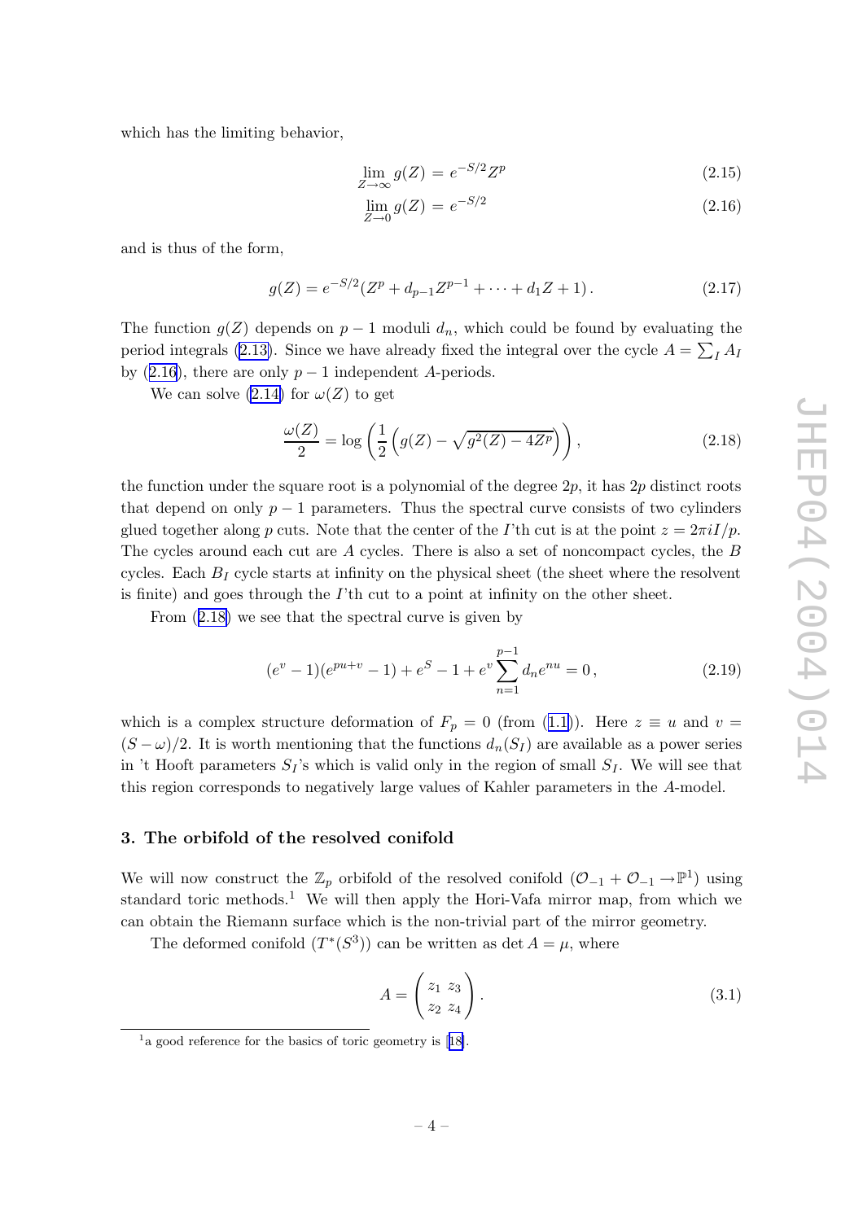which has the limiting behavior,

$$\lim_{Z\to\infty} g(Z) = e^{-S/2} Z^p \tag{2.15}$$

$$\lim_{Z\to 0} g(Z) = e^{-S/2} \tag{2.16}$$

and is thus of the form,

$$g(Z) = e^{-S/2}(Z^p + d_{p-1}Z^{p-1} + \cdots + d_1 Z + 1)\,. \tag{2.17}$$

The function $g(Z)$ depends on $p-1$ moduli $d_n$, which could be found by evaluating the period integrals (2.13). Since we have already fixed the integral over the cycle $A = \sum_I A_I$ by (2.16), there are only $p-1$ independent $A$-periods.

We can solve (2.14) for $\omega(Z)$ to get

$$\frac{\omega(Z)}{2} = \log\left(\frac{1}{2}\left(g(Z) - \sqrt{g^2(Z) - 4Z^p}\right)\right), \tag{2.18}$$

the function under the square root is a polynomial of the degree $2p$, it has $2p$ distinct roots that depend on only $p-1$ parameters. Thus the spectral curve consists of two cylinders glued together along $p$ cuts. Note that the center of the $I$'th cut is at the point $z = 2\pi i I/p$. The cycles around each cut are $A$ cycles. There is also a set of noncompact cycles, the $B$ cycles. Each $B_I$ cycle starts at infinity on the physical sheet (the sheet where the resolvent is finite) and goes through the $I$'th cut to a point at infinity on the other sheet.

From (2.18) we see that the spectral curve is given by

$$(e^v - 1)(e^{pu+v} - 1) + e^S - 1 + e^v \sum_{n=1}^{p-1} d_n e^{nu} = 0\,, \tag{2.19}$$

which is a complex structure deformation of $F_p = 0$ (from (1.1)). Here $z \equiv u$ and $v = (S-\omega)/2$. It is worth mentioning that the functions $d_n(S_I)$ are available as a power series in 't Hooft parameters $S_I$'s which is valid only in the region of small $S_I$. We will see that this region corresponds to negatively large values of Kahler parameters in the $A$-model.

## 3. The orbifold of the resolved conifold

We will now construct the $\mathbb{Z}_p$ orbifold of the resolved conifold ($\mathcal{O}_{-1} + \mathcal{O}_{-1} \to \mathbb{P}^1$) using standard toric methods.[1] We will then apply the Hori-Vafa mirror map, from which we can obtain the Riemann surface which is the non-trivial part of the mirror geometry.

The deformed conifold ($T^*(S^3)$) can be written as $\det A = \mu$, where

$$A = \begin{pmatrix} z_1 & z_3 \\ z_2 & z_4 \end{pmatrix}. \tag{3.1}$$

[1] a good reference for the basics of toric geometry is [18].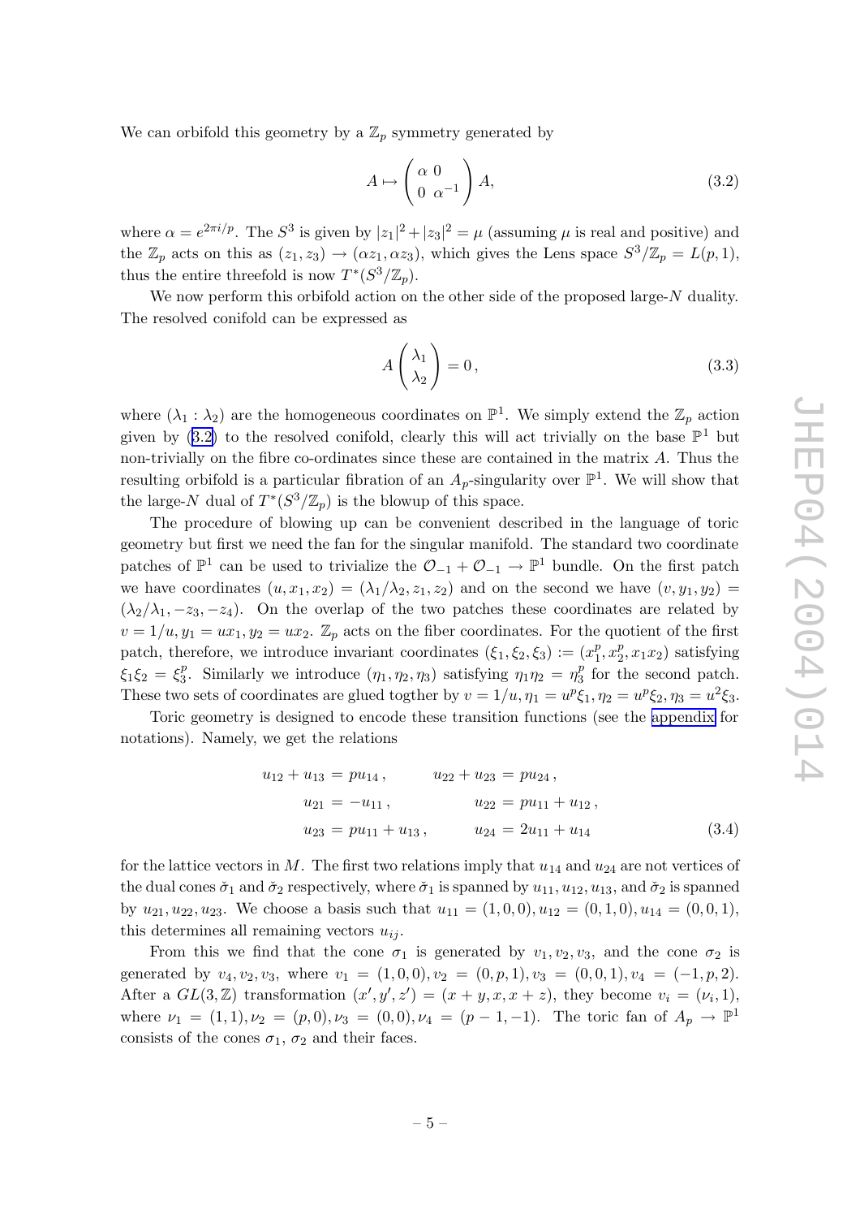We can orbifold this geometry by a $\mathbb{Z}_p$ symmetry generated by

$$A \mapsto \begin{pmatrix} \alpha & 0 \\ 0 & \alpha^{-1} \end{pmatrix} A, \tag{3.2}$$

where $\alpha = e^{2\pi i/p}$. The $S^3$ is given by $|z_1|^2 + |z_3|^2 = \mu$ (assuming $\mu$ is real and positive) and the $\mathbb{Z}_p$ acts on this as $(z_1, z_3) \to (\alpha z_1, \alpha z_3)$, which gives the Lens space $S^3/\mathbb{Z}_p = L(p, 1)$, thus the entire threefold is now $T^*(S^3/\mathbb{Z}_p)$.

We now perform this orbifold action on the other side of the proposed large-$N$ duality. The resolved conifold can be expressed as

$$A \begin{pmatrix} \lambda_1 \\ \lambda_2 \end{pmatrix} = 0\,, \tag{3.3}$$

where $(\lambda_1 : \lambda_2)$ are the homogeneous coordinates on $\mathbb{P}^1$. We simply extend the $\mathbb{Z}_p$ action given by (3.2) to the resolved conifold, clearly this will act trivially on the base $\mathbb{P}^1$ but non-trivially on the fibre co-ordinates since these are contained in the matrix $A$. Thus the resulting orbifold is a particular fibration of an $A_p$-singularity over $\mathbb{P}^1$. We will show that the large-$N$ dual of $T^*(S^3/\mathbb{Z}_p)$ is the blowup of this space.

The procedure of blowing up can be convenient described in the language of toric geometry but first we need the fan for the singular manifold. The standard two coordinate patches of $\mathbb{P}^1$ can be used to trivialize the $\mathcal{O}_{-1} + \mathcal{O}_{-1} \to \mathbb{P}^1$ bundle. On the first patch we have coordinates $(u, x_1, x_2) = (\lambda_1/\lambda_2, z_1, z_2)$ and on the second we have $(v, y_1, y_2) = (\lambda_2/\lambda_1, -z_3, -z_4)$. On the overlap of the two patches these coordinates are related by $v = 1/u, y_1 = ux_1, y_2 = ux_2$. $\mathbb{Z}_p$ acts on the fiber coordinates. For the quotient of the first patch, therefore, we introduce invariant coordinates $(\xi_1, \xi_2, \xi_3) := (x_1^p, x_2^p, x_1 x_2)$ satisfying $\xi_1 \xi_2 = \xi_3^p$. Similarly we introduce $(\eta_1, \eta_2, \eta_3)$ satisfying $\eta_1 \eta_2 = \eta_3^p$ for the second patch. These two sets of coordinates are glued togther by $v = 1/u, \eta_1 = u^p \xi_1, \eta_2 = u^p \xi_2, \eta_3 = u^2 \xi_3$.

Toric geometry is designed to encode these transition functions (see the appendix for notations). Namely, we get the relations

$$\begin{aligned}
u_{12} + u_{13} &= p u_{14}\,, & u_{22} + u_{23} &= p u_{24}\,, \\
u_{21} &= -u_{11}\,, & u_{22} &= p u_{11} + u_{12}\,, \\
u_{23} &= p u_{11} + u_{13}\,, & u_{24} &= 2 u_{11} + u_{14}
\end{aligned} \tag{3.4}$$

for the lattice vectors in $M$. The first two relations imply that $u_{14}$ and $u_{24}$ are not vertices of the dual cones $\check{\sigma}_1$ and $\check{\sigma}_2$ respectively, where $\check{\sigma}_1$ is spanned by $u_{11}, u_{12}, u_{13}$, and $\check{\sigma}_2$ is spanned by $u_{21}, u_{22}, u_{23}$. We choose a basis such that $u_{11} = (1, 0, 0), u_{12} = (0, 1, 0), u_{14} = (0, 0, 1)$, this determines all remaining vectors $u_{ij}$.

From this we find that the cone $\sigma_1$ is generated by $v_1, v_2, v_3$, and the cone $\sigma_2$ is generated by $v_4, v_2, v_3$, where $v_1 = (1, 0, 0), v_2 = (0, p, 1), v_3 = (0, 0, 1), v_4 = (-1, p, 2)$. After a $GL(3, \mathbb{Z})$ transformation $(x', y', z') = (x + y, x, x + z)$, they become $v_i = (\nu_i, 1)$, where $\nu_1 = (1, 1), \nu_2 = (p, 0), \nu_3 = (0, 0), \nu_4 = (p - 1, -1)$. The toric fan of $A_p \to \mathbb{P}^1$ consists of the cones $\sigma_1$, $\sigma_2$ and their faces.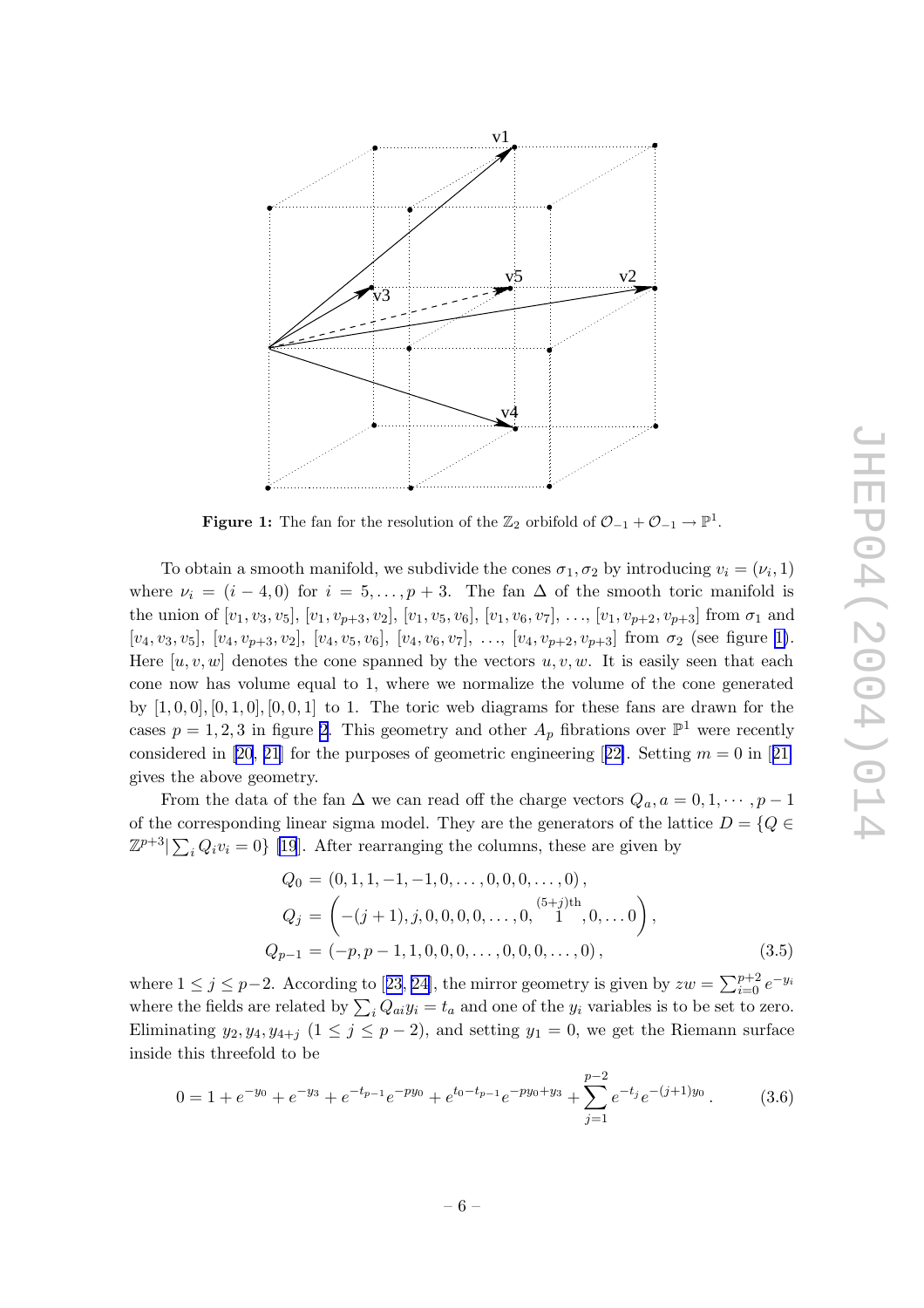**Figure 1:** The fan for the resolution of the $\mathbb{Z}_2$ orbifold of $\mathcal{O}_{-1} + \mathcal{O}_{-1} \to \mathbb{P}^1$.

To obtain a smooth manifold, we subdivide the cones $\sigma_1, \sigma_2$ by introducing $v_i = (\nu_i, 1)$ where $\nu_i = (i-4, 0)$ for $i = 5, \ldots, p+3$. The fan $\Delta$ of the smooth toric manifold is the union of $[v_1, v_3, v_5]$, $[v_1, v_{p+3}, v_2]$, $[v_1, v_5, v_6]$, $[v_1, v_6, v_7]$, …, $[v_1, v_{p+2}, v_{p+3}]$ from $\sigma_1$ and $[v_4, v_3, v_5]$, $[v_4, v_{p+3}, v_2]$, $[v_4, v_5, v_6]$, $[v_4, v_6, v_7]$, …, $[v_4, v_{p+2}, v_{p+3}]$ from $\sigma_2$ (see figure 1). Here $[u, v, w]$ denotes the cone spanned by the vectors $u, v, w$. It is easily seen that each cone now has volume equal to 1, where we normalize the volume of the cone generated by $[1,0,0], [0,1,0], [0,0,1]$ to 1. The toric web diagrams for these fans are drawn for the cases $p = 1, 2, 3$ in figure 2. This geometry and other $A_p$ fibrations over $\mathbb{P}^1$ were recently considered in [20, 21] for the purposes of geometric engineering [22]. Setting $m = 0$ in [21] gives the above geometry.

From the data of the fan $\Delta$ we can read off the charge vectors $Q_a, a = 0, 1, \cdots, p-1$ of the corresponding linear sigma model. They are the generators of the lattice $D = \{Q \in \mathbb{Z}^{p+3} | \sum_i Q_i v_i = 0\}$ [19]. After rearranging the columns, these are given by

$$
\begin{aligned}
Q_0 &= (0, 1, 1, -1, -1, 0, \ldots, 0, 0, 0, \ldots, 0)\,,\\
Q_j &= \left(-(j+1), j, 0, 0, 0, 0, \ldots, 0, \overset{(5+j)\text{th}}{1}, 0, \ldots 0\right),\\
Q_{p-1} &= (-p, p-1, 1, 0, 0, 0, \ldots, 0, 0, 0, \ldots, 0)\,,
\end{aligned}
\tag{3.5}
$$

where $1 \leq j \leq p-2$. According to [23, 24], the mirror geometry is given by $zw = \sum_{i=0}^{p+2} e^{-y_i}$ where the fields are related by $\sum_i Q_{ai} y_i = t_a$ and one of the $y_i$ variables is to be set to zero. Eliminating $y_2, y_4, y_{4+j}$ $(1 \leq j \leq p-2)$, and setting $y_1 = 0$, we get the Riemann surface inside this threefold to be

$$
0 = 1 + e^{-y_0} + e^{-y_3} + e^{-t_{p-1}} e^{-py_0} + e^{t_0 - t_{p-1}} e^{-py_0 + y_3} + \sum_{j=1}^{p-2} e^{-t_j} e^{-(j+1)y_0}\,. \tag{3.6}
$$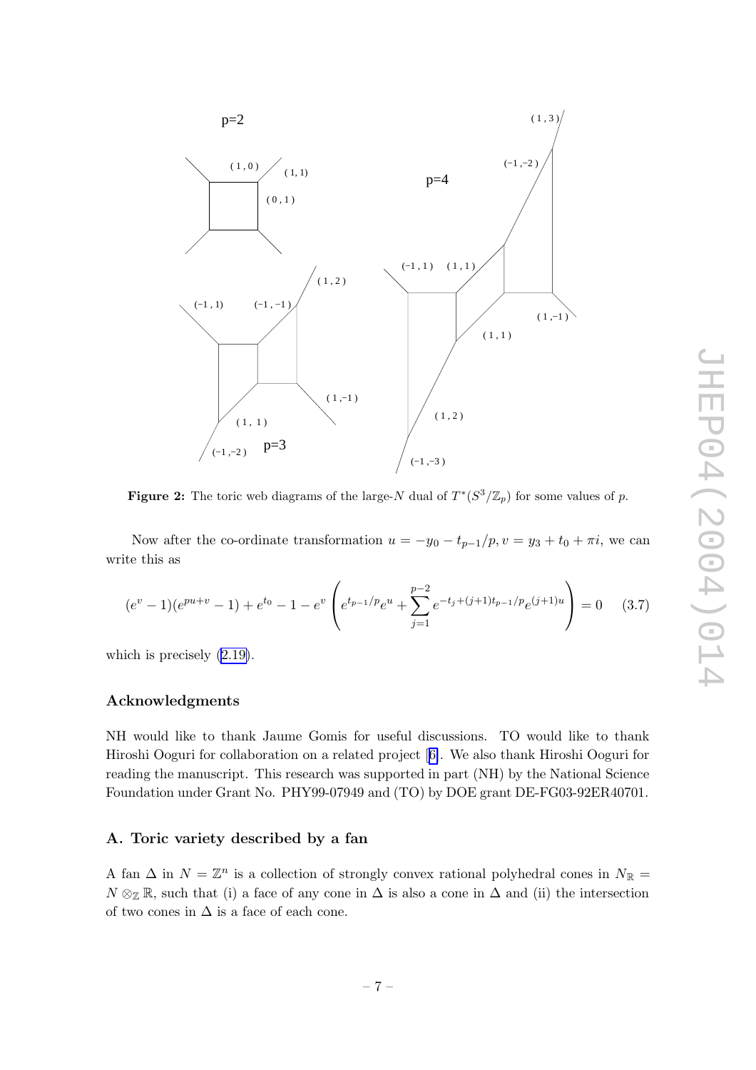**Figure 2:** The toric web diagrams of the large-$N$ dual of $T^*(S^3/\mathbb{Z}_p)$ for some values of $p$.

Now after the co-ordinate transformation $u = -y_0 - t_{p-1}/p, v = y_3 + t_0 + \pi i$, we can write this as

$$(e^v - 1)(e^{pu+v} - 1) + e^{t_0} - 1 - e^v \left( e^{t_{p-1}/p} e^u + \sum_{j=1}^{p-2} e^{-t_j + (j+1)t_{p-1}/p} e^{(j+1)u} \right) = 0 \qquad (3.7)$$

which is precisely (2.19).

### Acknowledgments

NH would like to thank Jaume Gomis for useful discussions. TO would like to thank Hiroshi Ooguri for collaboration on a related project [6]. We also thank Hiroshi Ooguri for reading the manuscript. This research was supported in part (NH) by the National Science Foundation under Grant No. PHY99-07949 and (TO) by DOE grant DE-FG03-92ER40701.

## A. Toric variety described by a fan

A fan $\Delta$ in $N = \mathbb{Z}^n$ is a collection of strongly convex rational polyhedral cones in $N_{\mathbb{R}} = N \otimes_{\mathbb{Z}} \mathbb{R}$, such that (i) a face of any cone in $\Delta$ is also a cone in $\Delta$ and (ii) the intersection of two cones in $\Delta$ is a face of each cone.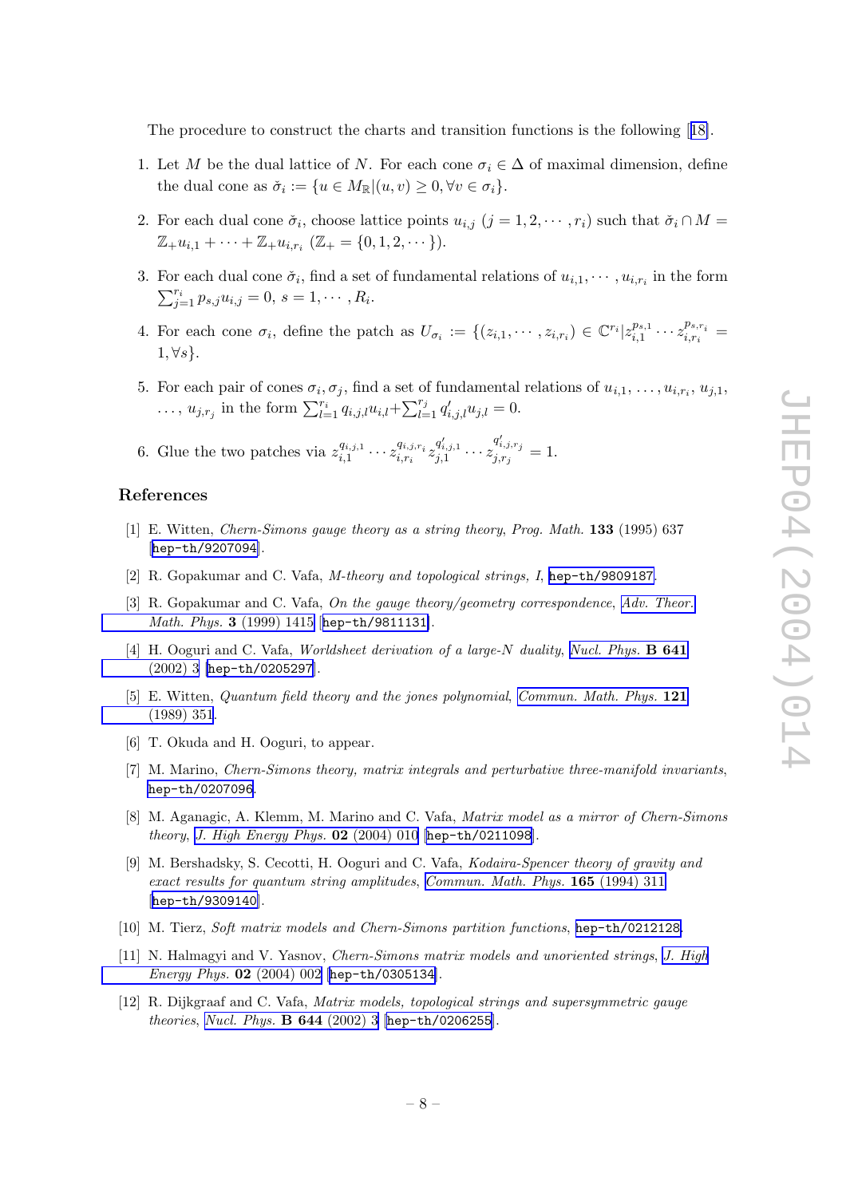The procedure to construct the charts and transition functions is the following [18].

1. Let $M$ be the dual lattice of $N$. For each cone $\sigma_i \in \Delta$ of maximal dimension, define the dual cone as $\check{\sigma}_i := \{u \in M_{\mathbb{R}} | (u, v) \geq 0, \forall v \in \sigma_i\}$.

2. For each dual cone $\check{\sigma}_i$, choose lattice points $u_{i,j}$ $(j = 1, 2, \cdots, r_i)$ such that $\check{\sigma}_i \cap M = \mathbb{Z}_+ u_{i,1} + \cdots + \mathbb{Z}_+ u_{i,r_i}$ $(\mathbb{Z}_+ = \{0, 1, 2, \cdots\})$.

3. For each dual cone $\check{\sigma}_i$, find a set of fundamental relations of $u_{i,1}, \cdots, u_{i,r_i}$ in the form $\sum_{j=1}^{r_i} p_{s,j} u_{i,j} = 0$, $s = 1, \cdots, R_i$.

4. For each cone $\sigma_i$, define the patch as $U_{\sigma_i} := \{(z_{i,1}, \cdots, z_{i,r_i}) \in \mathbb{C}^{r_i} | z_{i,1}^{p_{s,1}} \cdots z_{i,r_i}^{p_{s,r_i}} = 1, \forall s\}$.

5. For each pair of cones $\sigma_i, \sigma_j$, find a set of fundamental relations of $u_{i,1}, \ldots, u_{i,r_i}, u_{j,1}, \ldots, u_{j,r_j}$ in the form $\sum_{l=1}^{r_i} q_{i,j,l} u_{i,l} + \sum_{l=1}^{r_j} q'_{i,j,l} u_{j,l} = 0$.

6. Glue the two patches via $z_{i,1}^{q_{i,j,1}} \cdots z_{i,r_i}^{q_{i,j,r_i}} z_{j,1}^{q'_{i,j,1}} \cdots z_{j,r_j}^{q'_{i,j,r_j}} = 1$.

## References

[1] E. Witten, *Chern-Simons gauge theory as a string theory*, *Prog. Math.* **133** (1995) 637 [hep-th/9207094].

[2] R. Gopakumar and C. Vafa, *M-theory and topological strings, I*, hep-th/9809187.

[3] R. Gopakumar and C. Vafa, *On the gauge theory/geometry correspondence*, *Adv. Theor. Math. Phys.* **3** (1999) 1415 [hep-th/9811131].

[4] H. Ooguri and C. Vafa, *Worldsheet derivation of a large-N duality*, *Nucl. Phys.* **B 641** (2002) 3 [hep-th/0205297].

[5] E. Witten, *Quantum field theory and the jones polynomial*, *Commun. Math. Phys.* **121** (1989) 351.

[6] T. Okuda and H. Ooguri, to appear.

[7] M. Marino, *Chern-Simons theory, matrix integrals and perturbative three-manifold invariants*, hep-th/0207096.

[8] M. Aganagic, A. Klemm, M. Marino and C. Vafa, *Matrix model as a mirror of Chern-Simons theory*, *J. High Energy Phys.* **02** (2004) 010 [hep-th/0211098].

[9] M. Bershadsky, S. Cecotti, H. Ooguri and C. Vafa, *Kodaira-Spencer theory of gravity and exact results for quantum string amplitudes*, *Commun. Math. Phys.* **165** (1994) 311 [hep-th/9309140].

[10] M. Tierz, *Soft matrix models and Chern-Simons partition functions*, hep-th/0212128.

[11] N. Halmagyi and V. Yasnov, *Chern-Simons matrix models and unoriented strings*, *J. High Energy Phys.* **02** (2004) 002 [hep-th/0305134].

[12] R. Dijkgraaf and C. Vafa, *Matrix models, topological strings and supersymmetric gauge theories*, *Nucl. Phys.* **B 644** (2002) 3 [hep-th/0206255].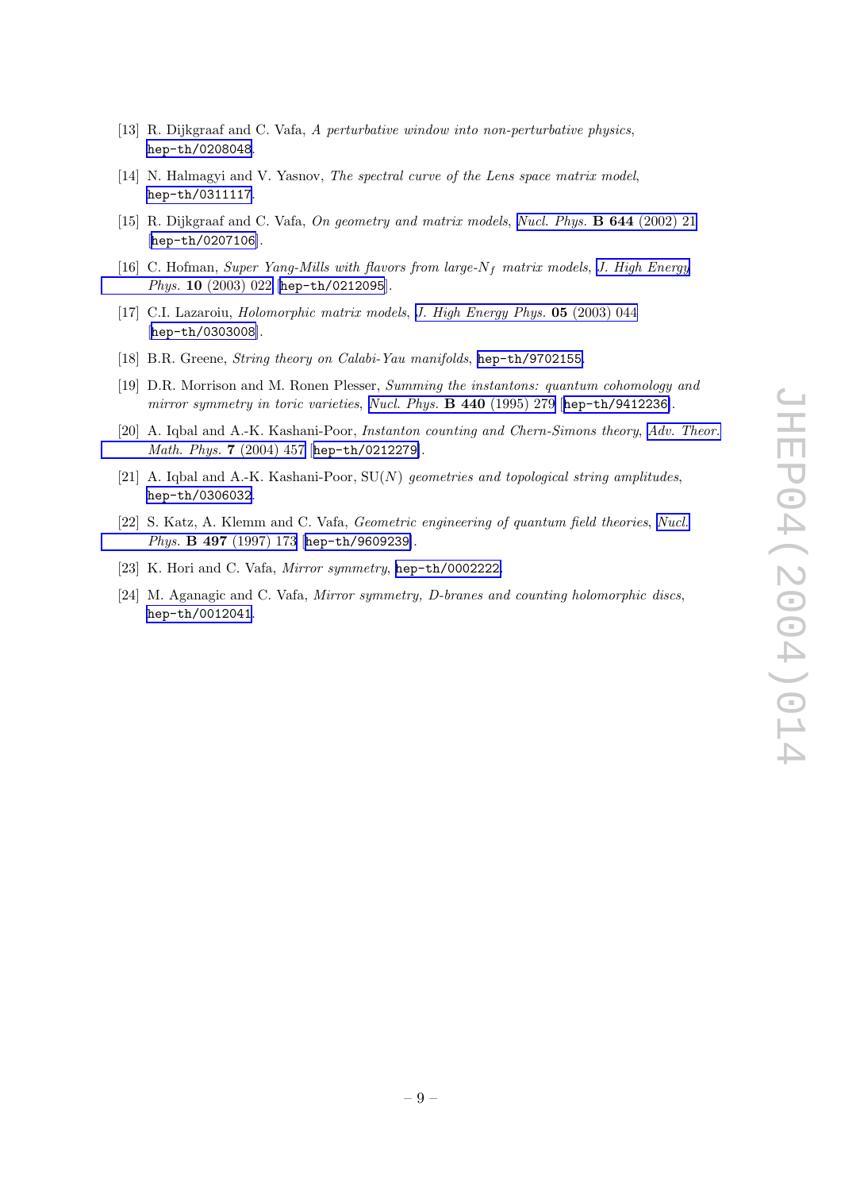[13] R. Dijkgraaf and C. Vafa, *A perturbative window into non-perturbative physics*, hep-th/0208048.

[14] N. Halmagyi and V. Yasnov, *The spectral curve of the Lens space matrix model*, hep-th/0311117.

[15] R. Dijkgraaf and C. Vafa, *On geometry and matrix models*, *Nucl. Phys.* **B 644** (2002) 21 [hep-th/0207106].

[16] C. Hofman, *Super Yang-Mills with flavors from large-$N_f$ matrix models*, *J. High Energy Phys.* **10** (2003) 022 [hep-th/0212095].

[17] C.I. Lazaroiu, *Holomorphic matrix models*, *J. High Energy Phys.* **05** (2003) 044 [hep-th/0303008].

[18] B.R. Greene, *String theory on Calabi-Yau manifolds*, hep-th/9702155.

[19] D.R. Morrison and M. Ronen Plesser, *Summing the instantons: quantum cohomology and mirror symmetry in toric varieties*, *Nucl. Phys.* **B 440** (1995) 279 [hep-th/9412236].

[20] A. Iqbal and A.-K. Kashani-Poor, *Instanton counting and Chern-Simons theory*, *Adv. Theor. Math. Phys.* **7** (2004) 457 [hep-th/0212279].

[21] A. Iqbal and A.-K. Kashani-Poor, SU($N$) *geometries and topological string amplitudes*, hep-th/0306032.

[22] S. Katz, A. Klemm and C. Vafa, *Geometric engineering of quantum field theories*, *Nucl. Phys.* **B 497** (1997) 173 [hep-th/9609239].

[23] K. Hori and C. Vafa, *Mirror symmetry*, hep-th/0002222.

[24] M. Aganagic and C. Vafa, *Mirror symmetry, D-branes and counting holomorphic discs*, hep-th/0012041.